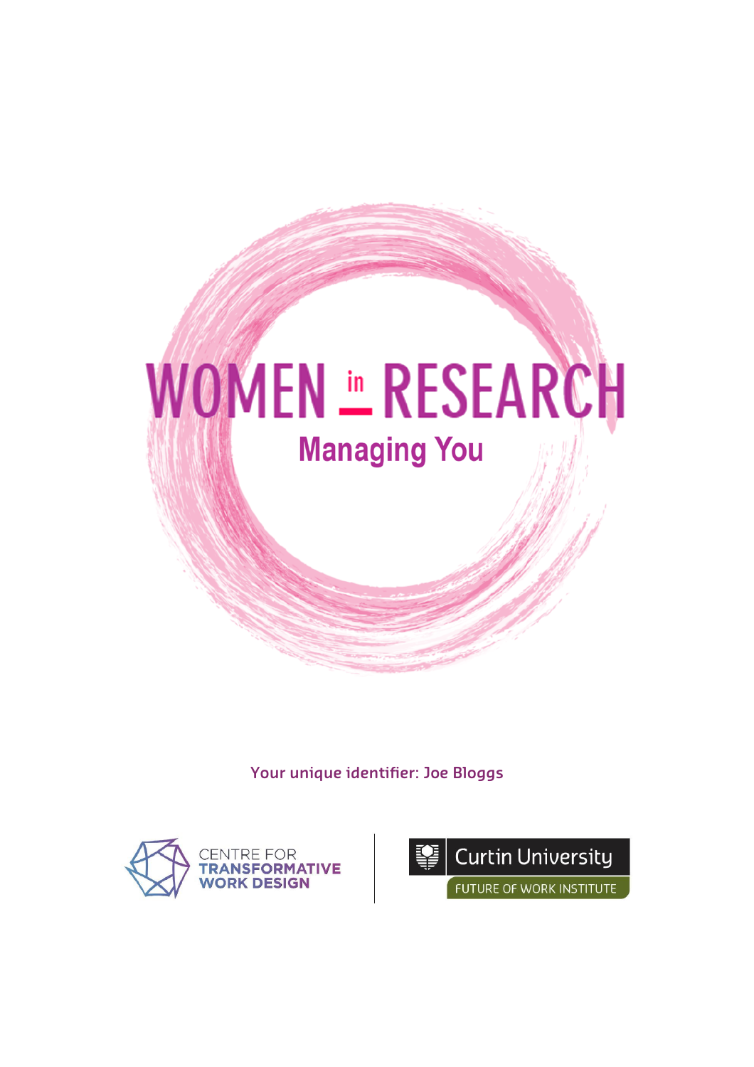# WOMEN in RESEARCH

## Managing You

Your unique identifier: Joe Bloggs

CENTRE FOR TRANSFORMATIVE WORK DESIGN

Curtin University

FUTURE OF WORK INSTITUTE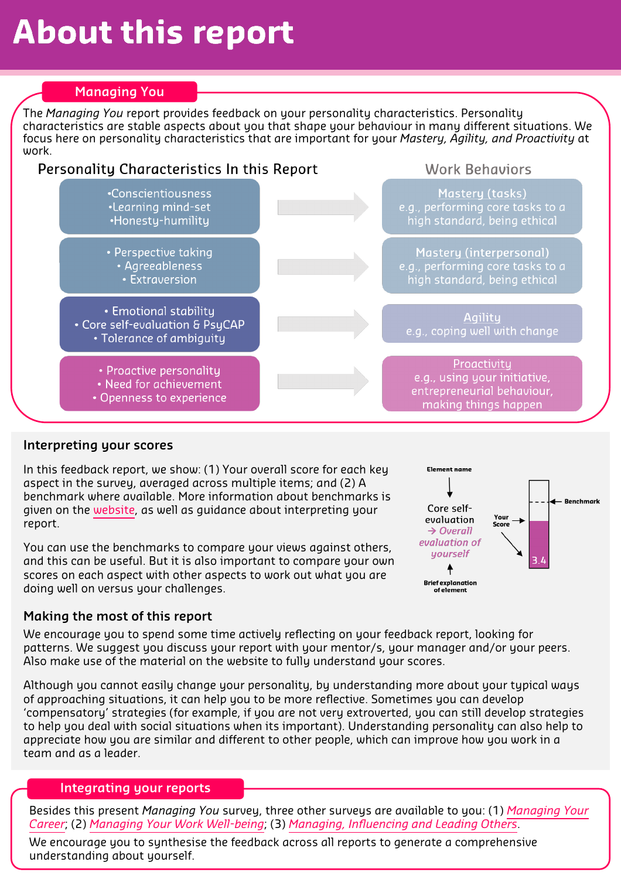# About this report

## Managing You

The *Managing You* report provides feedback on your personality characteristics. Personality characteristics are stable aspects about you that shape your behaviour in many different situations. We focus here on personality characteristics that are important for your *Mastery, Agility, and Proactivity* at work.

| Personality Characteristics In this Report | Work Behaviors |
| --- | --- |
| • Conscientiousness<br>• Learning mind-set<br>• Honesty-humility | **Mastery (tasks)**<br>e.g., performing core tasks to a high standard, being ethical |
| • Perspective taking<br>• Agreeableness<br>• Extraversion | **Mastery (interpersonal)**<br>e.g., performing core tasks to a high standard, being ethical |
| • Emotional stability<br>• Core self-evaluation & PsyCAP<br>• Tolerance of ambiguity | **Agility**<br>e.g., coping well with change |
| • Proactive personality<br>• Need for achievement<br>• Openness to experience | **Proactivity**<br>e.g., using your initiative, entrepreneurial behaviour, making things happen |

### Interpreting your scores

In this feedback report, we show: (1) Your overall score for each key aspect in the survey, averaged across multiple items; and (2) A benchmark where available. More information about benchmarks is given on the website, as well as guidance about interpreting your report.

You can use the benchmarks to compare your views against others, and this can be useful. But it is also important to compare your own scores on each aspect with other aspects to work out what you are doing well on versus your challenges.

Element name → Core self-evaluation → *Overall evaluation of yourself* ← Brief explanation of element

Your Score: 3.4 — Benchmark

### Making the most of this report

We encourage you to spend some time actively reflecting on your feedback report, looking for patterns. We suggest you discuss your report with your mentor/s, your manager and/or your peers. Also make use of the material on the website to fully understand your scores.

Although you cannot easily change your personality, by understanding more about your typical ways of approaching situations, it can help you to be more reflective. Sometimes you can develop 'compensatory' strategies (for example, if you are not very extroverted, you can still develop strategies to help you deal with social situations when its important). Understanding personality can also help to appreciate how you are similar and different to other people, which can improve how you work in a team and as a leader.

## Integrating your reports

Besides this present *Managing You* survey, three other surveys are available to you: (1) *Managing Your Career*; (2) *Managing Your Work Well-being*; (3) *Managing, Influencing and Leading Others*.

We encourage you to synthesise the feedback across all reports to generate a comprehensive understanding about yourself.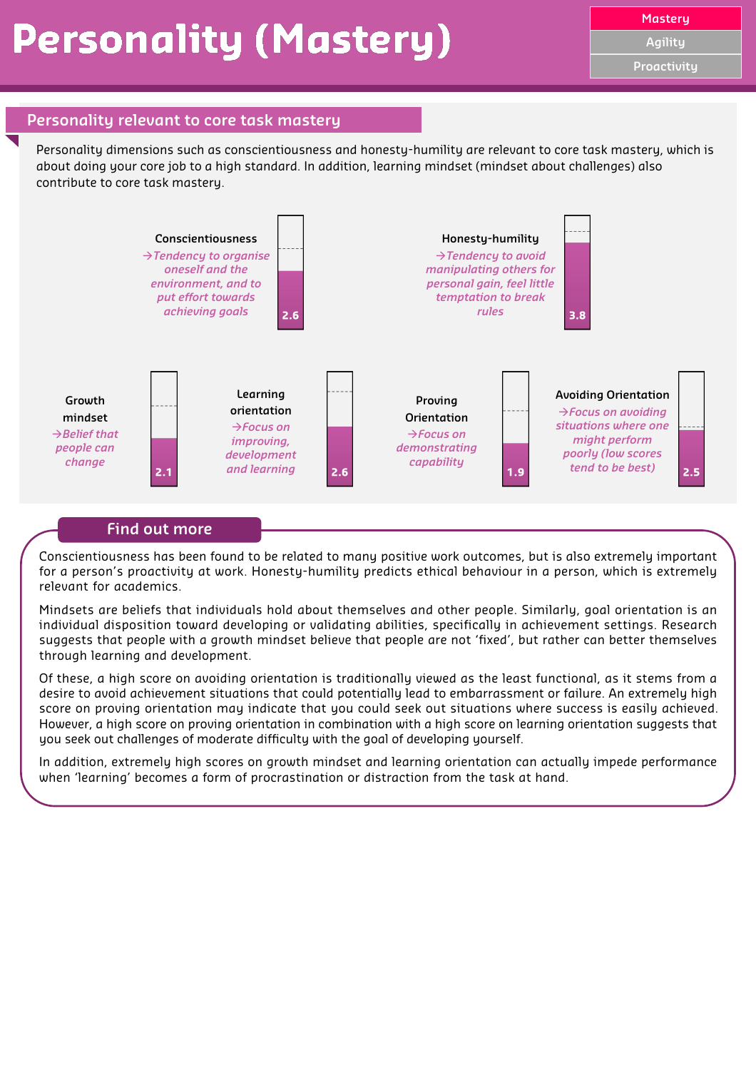# Personality (Mastery)

Mastery
Agility
Proactivity

## Personality relevant to core task mastery

Personality dimensions such as conscientiousness and honesty-humility are relevant to core task mastery, which is about doing your core job to a high standard. In addition, learning mindset (mindset about challenges) also contribute to core task mastery.

**Conscientiousness**
*→Tendency to organise oneself and the environment, and to put effort towards achieving goals*
2.6

**Honesty-humility**
*→Tendency to avoid manipulating others for personal gain, feel little temptation to break rules*
3.8

**Growth mindset**
*→Belief that people can change*
2.1

**Learning orientation**
*→Focus on improving, development and learning*
2.6

**Proving Orientation**
*→Focus on demonstrating capability*
1.9

**Avoiding Orientation**
*→Focus on avoiding situations where one might perform poorly (low scores tend to be best)*
2.5

## Find out more

Conscientiousness has been found to be related to many positive work outcomes, but is also extremely important for a person's proactivity at work. Honesty-humility predicts ethical behaviour in a person, which is extremely relevant for academics.

Mindsets are beliefs that individuals hold about themselves and other people. Similarly, goal orientation is an individual disposition toward developing or validating abilities, specifically in achievement settings. Research suggests that people with a growth mindset believe that people are not 'fixed', but rather can better themselves through learning and development.

Of these, a high score on avoiding orientation is traditionally viewed as the least functional, as it stems from a desire to avoid achievement situations that could potentially lead to embarrassment or failure. An extremely high score on proving orientation may indicate that you could seek out situations where success is easily achieved. However, a high score on proving orientation in combination with a high score on learning orientation suggests that you seek out challenges of moderate difficulty with the goal of developing yourself.

In addition, extremely high scores on growth mindset and learning orientation can actually impede performance when 'learning' becomes a form of procrastination or distraction from the task at hand.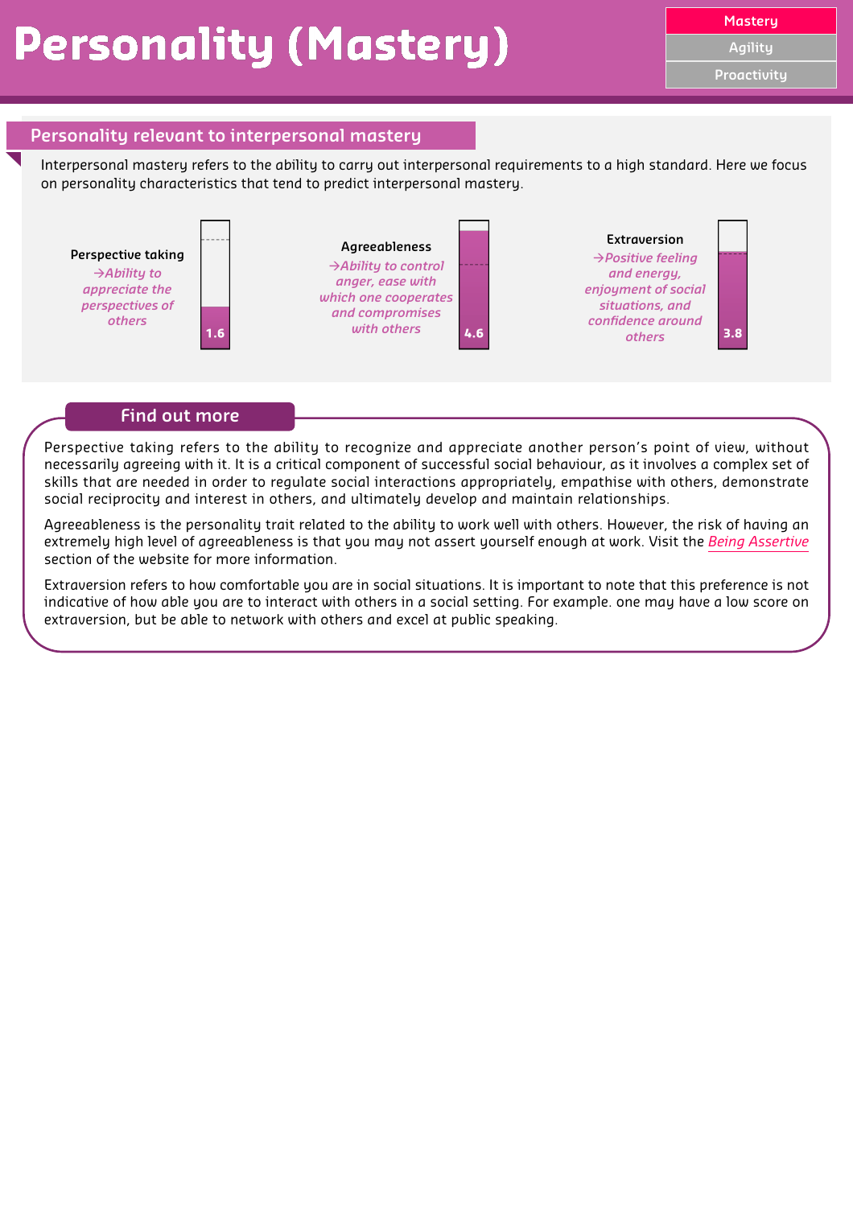# Personality (Mastery)

Mastery
Agility
Proactivity

## Personality relevant to interpersonal mastery

Interpersonal mastery refers to the ability to carry out interpersonal requirements to a high standard. Here we focus on personality characteristics that tend to predict interpersonal mastery.

**Perspective taking**
*→Ability to appreciate the perspectives of others*
1.6

**Agreeableness**
*→Ability to control anger, ease with which one cooperates and compromises with others*
4.6

**Extraversion**
*→Positive feeling and energy, enjoyment of social situations, and confidence around others*
3.8

## Find out more

Perspective taking refers to the ability to recognize and appreciate another person's point of view, without necessarily agreeing with it. It is a critical component of successful social behaviour, as it involves a complex set of skills that are needed in order to regulate social interactions appropriately, empathise with others, demonstrate social reciprocity and interest in others, and ultimately develop and maintain relationships.

Agreeableness is the personality trait related to the ability to work well with others. However, the risk of having an extremely high level of agreeableness is that you may not assert yourself enough at work. Visit the *Being Assertive* section of the website for more information.

Extraversion refers to how comfortable you are in social situations. It is important to note that this preference is not indicative of how able you are to interact with others in a social setting. For example. one may have a low score on extraversion, but be able to network with others and excel at public speaking.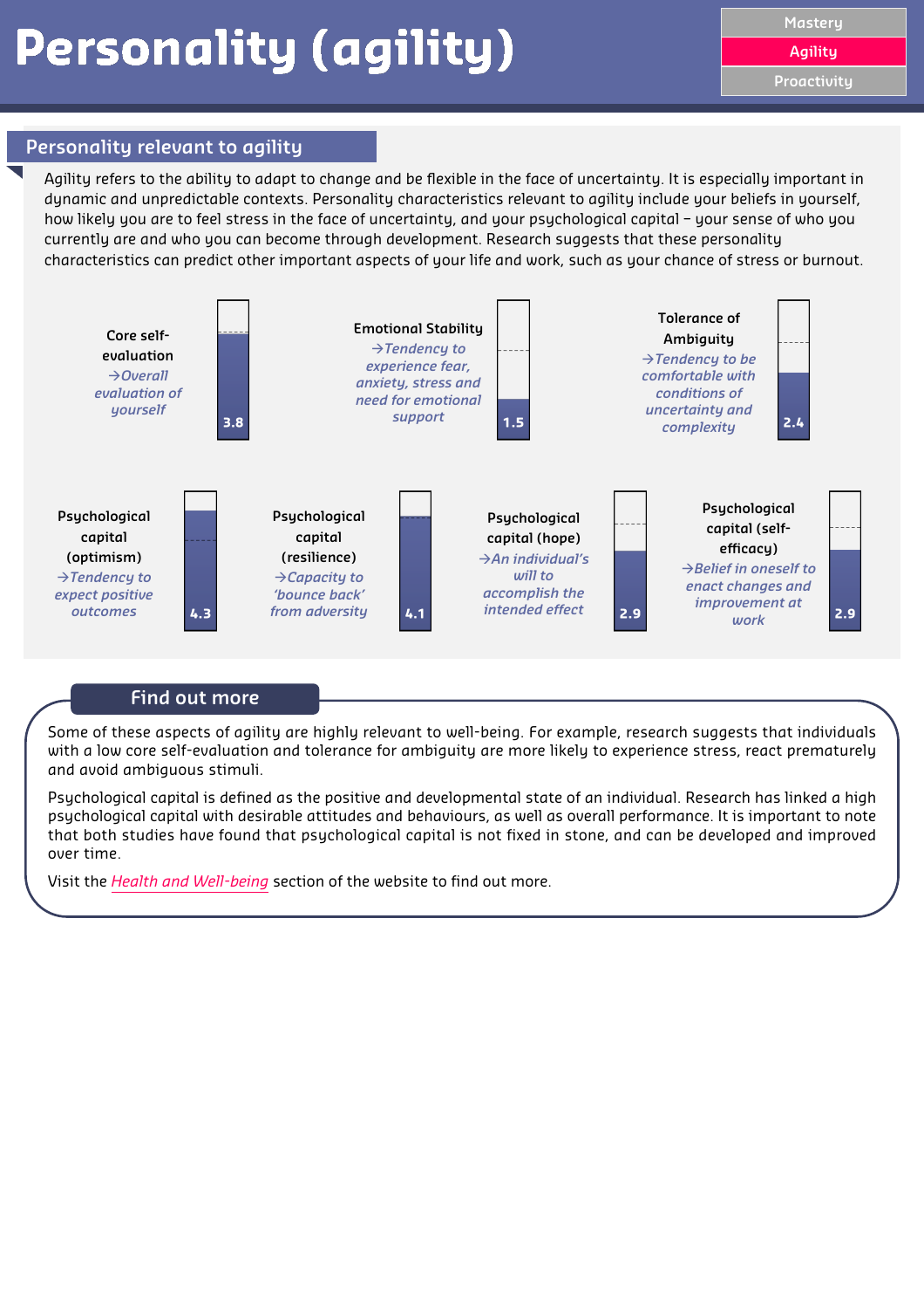# Personality (agility)

Mastery
Agility
Proactivity

## Personality relevant to agility

Agility refers to the ability to adapt to change and be flexible in the face of uncertainty. It is especially important in dynamic and unpredictable contexts. Personality characteristics relevant to agility include your beliefs in yourself, how likely you are to feel stress in the face of uncertainty, and your psychological capital – your sense of who you currently are and who you can become through development. Research suggests that these personality characteristics can predict other important aspects of your life and work, such as your chance of stress or burnout.

**Core self-evaluation**
*→Overall evaluation of yourself*
3.8

**Emotional Stability**
*→Tendency to experience fear, anxiety, stress and need for emotional support*
1.5

**Tolerance of Ambiguity**
*→Tendency to be comfortable with conditions of uncertainty and complexity*
2.4

**Psychological capital (optimism)**
*→Tendency to expect positive outcomes*
4.3

**Psychological capital (resilience)**
*→Capacity to 'bounce back' from adversity*
4.1

**Psychological capital (hope)**
*→An individual's will to accomplish the intended effect*
2.9

**Psychological capital (self-efficacy)**
*→Belief in oneself to enact changes and improvement at work*
2.9

## Find out more

Some of these aspects of agility are highly relevant to well-being. For example, research suggests that individuals with a low core self-evaluation and tolerance for ambiguity are more likely to experience stress, react prematurely and avoid ambiguous stimuli.

Psychological capital is defined as the positive and developmental state of an individual. Research has linked a high psychological capital with desirable attitudes and behaviours, as well as overall performance. It is important to note that both studies have found that psychological capital is not fixed in stone, and can be developed and improved over time.

Visit the *Health and Well-being* section of the website to find out more.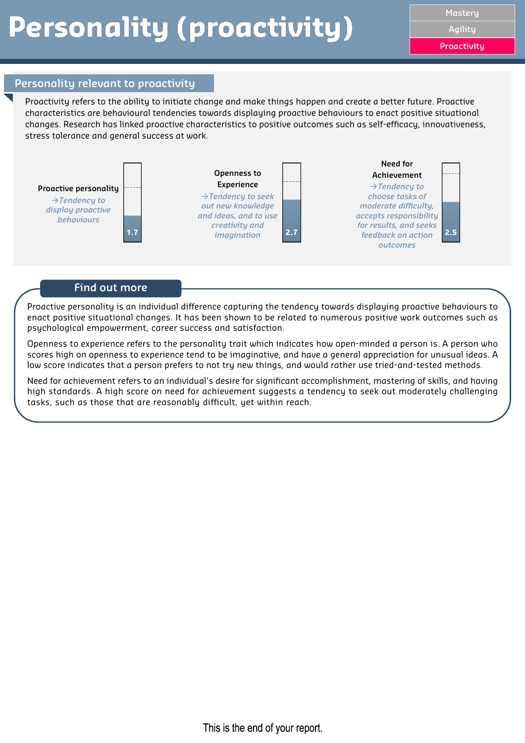# Personality (proactivity)

Mastery
Agility
Proactivity

## Personality relevant to proactivity

Proactivity refers to the ability to initiate change and make things happen and create a better future. Proactive characteristics are behavioural tendencies towards displaying proactive behaviours to enact positive situational changes. Research has linked proactive characteristics to positive outcomes such as self-efficacy, innovativeness, stress tolerance and general success at work.

**Proactive personality**
*→Tendency to display proactive behaviours*
1.7

**Openness to Experience**
*→Tendency to seek out new knowledge and ideas, and to use creativity and imagination*
2.7

**Need for Achievement**
*→Tendency to choose tasks of moderate difficulty, accepts responsibility for results, and seeks feedback on action outcomes*
2.5

## Find out more

Proactive personality is an individual difference capturing the tendency towards displaying proactive behaviours to enact positive situational changes. It has been shown to be related to numerous positive work outcomes such as psychological empowerment, career success and satisfaction.

Openness to experience refers to the personality trait which indicates how open-minded a person is. A person who scores high on openness to experience tend to be imaginative, and have a general appreciation for unusual ideas. A low score indicates that a person prefers to not try new things, and would rather use tried-and-tested methods.

Need for achievement refers to an individual's desire for significant accomplishment, mastering of skills, and having high standards. A high score on need for achievement suggests a tendency to seek out moderately challenging tasks, such as those that are reasonably difficult, yet within reach.

This is the end of your report.